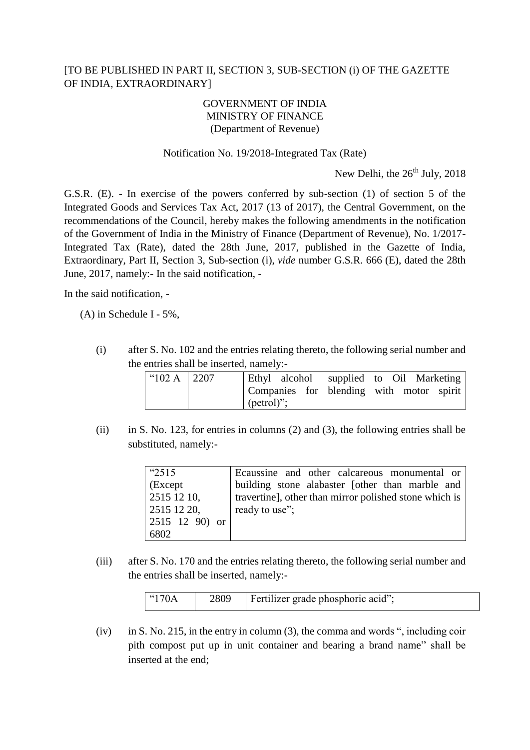[TO BE PUBLISHED IN PART II, SECTION 3, SUB-SECTION (i) OF THE GAZETTE OF INDIA, EXTRAORDINARY]

GOVERNMENT OF INDIA
MINISTRY OF FINANCE
(Department of Revenue)

Notification No. 19/2018-Integrated Tax (Rate)

New Delhi, the 26th July, 2018

G.S.R. (E). - In exercise of the powers conferred by sub-section (1) of section 5 of the Integrated Goods and Services Tax Act, 2017 (13 of 2017), the Central Government, on the recommendations of the Council, hereby makes the following amendments in the notification of the Government of India in the Ministry of Finance (Department of Revenue), No. 1/2017-Integrated Tax (Rate), dated the 28th June, 2017, published in the Gazette of India, Extraordinary, Part II, Section 3, Sub-section (i), *vide* number G.S.R. 666 (E), dated the 28th June, 2017, namely:- In the said notification, -

In the said notification, -

(A) in Schedule I - 5%,

(i) after S. No. 102 and the entries relating thereto, the following serial number and the entries shall be inserted, namely:-

| | | |
|---|---|---|
| "102 A | 2207 | Ethyl alcohol supplied to Oil Marketing Companies for blending with motor spirit (petrol)"; |

(ii) in S. No. 123, for entries in columns (2) and (3), the following entries shall be substituted, namely:-

| | |
|---|---|
| "2515 (Except 2515 12 10, 2515 12 20, 2515 12 90) or 6802 | Ecaussine and other calcareous monumental or building stone alabaster [other than marble and travertine], other than mirror polished stone which is ready to use"; |

(iii) after S. No. 170 and the entries relating thereto, the following serial number and the entries shall be inserted, namely:-

| | | |
|---|---|---|
| "170A | 2809 | Fertilizer grade phosphoric acid"; |

(iv) in S. No. 215, in the entry in column (3), the comma and words ", including coir pith compost put up in unit container and bearing a brand name" shall be inserted at the end;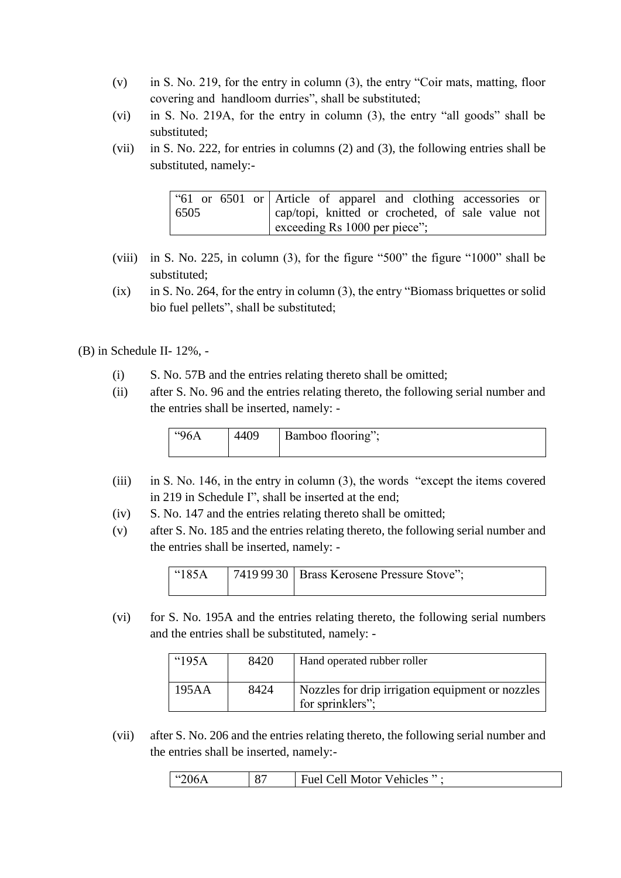(v) in S. No. 219, for the entry in column (3), the entry "Coir mats, matting, floor covering and handloom durries", shall be substituted;

(vi) in S. No. 219A, for the entry in column (3), the entry "all goods" shall be substituted;

(vii) in S. No. 222, for entries in columns (2) and (3), the following entries shall be substituted, namely:-

| | |
|---|---|
| "61 or 6501 or 6505 | Article of apparel and clothing accessories or cap/topi, knitted or crocheted, of sale value not exceeding Rs 1000 per piece"; |

(viii) in S. No. 225, in column (3), for the figure "500" the figure "1000" shall be substituted;

(ix) in S. No. 264, for the entry in column (3), the entry "Biomass briquettes or solid bio fuel pellets", shall be substituted;

(B) in Schedule II- 12%, -

(i) S. No. 57B and the entries relating thereto shall be omitted;

(ii) after S. No. 96 and the entries relating thereto, the following serial number and the entries shall be inserted, namely: -

| | | |
|---|---|---|
| "96A | 4409 | Bamboo flooring"; |

(iii) in S. No. 146, in the entry in column (3), the words "except the items covered in 219 in Schedule I", shall be inserted at the end;

(iv) S. No. 147 and the entries relating thereto shall be omitted;

(v) after S. No. 185 and the entries relating thereto, the following serial number and the entries shall be inserted, namely: -

| | | |
|---|---|---|
| "185A | 7419 99 30 | Brass Kerosene Pressure Stove"; |

(vi) for S. No. 195A and the entries relating thereto, the following serial numbers and the entries shall be substituted, namely: -

| | | |
|---|---|---|
| "195A | 8420 | Hand operated rubber roller |
| 195AA | 8424 | Nozzles for drip irrigation equipment or nozzles for sprinklers"; |

(vii) after S. No. 206 and the entries relating thereto, the following serial number and the entries shall be inserted, namely:-

| | | |
|---|---|---|
| "206A | 87 | Fuel Cell Motor Vehicles " ; |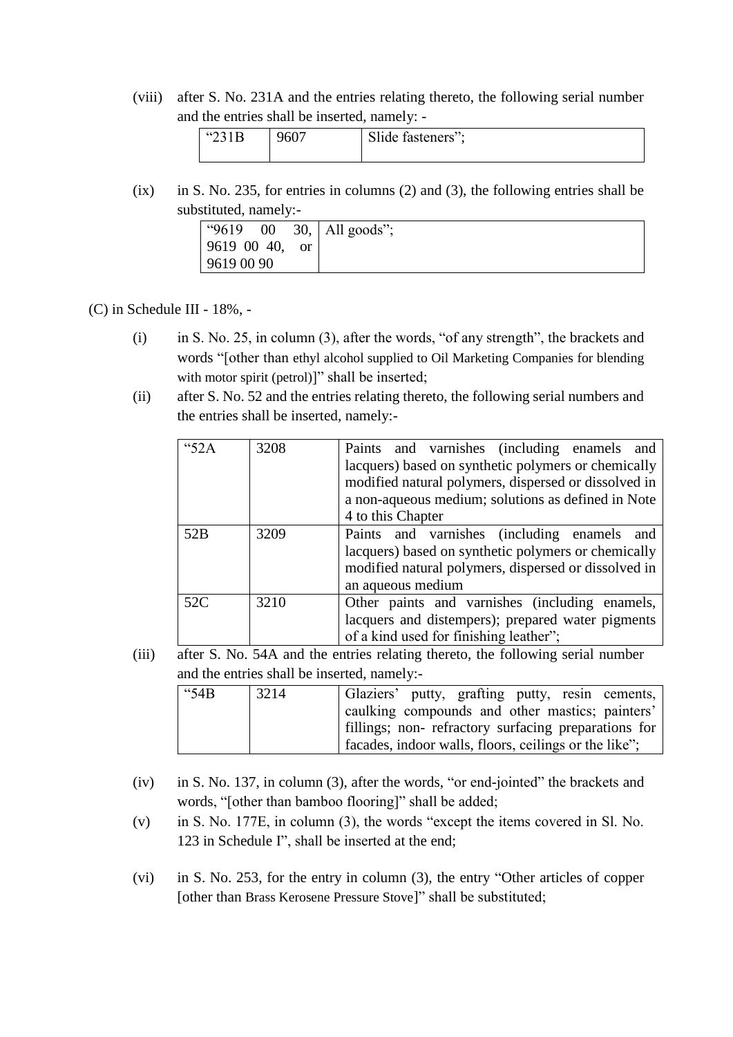(viii) after S. No. 231A and the entries relating thereto, the following serial number and the entries shall be inserted, namely: -

| “231B | 9607 | Slide fasteners”; |
|---|---|---|

(ix) in S. No. 235, for entries in columns (2) and (3), the following entries shall be substituted, namely:-

| “9619 00 30, 9619 00 40, or 9619 00 90 | All goods”; |
|---|---|

(C) in Schedule III - 18%, -

(i) in S. No. 25, in column (3), after the words, “of any strength”, the brackets and words “[other than ethyl alcohol supplied to Oil Marketing Companies for blending with motor spirit (petrol)]” shall be inserted;

(ii) after S. No. 52 and the entries relating thereto, the following serial numbers and the entries shall be inserted, namely:-

| “52A | 3208 | Paints and varnishes (including enamels and lacquers) based on synthetic polymers or chemically modified natural polymers, dispersed or dissolved in a non-aqueous medium; solutions as defined in Note 4 to this Chapter |
|---|---|---|
| 52B | 3209 | Paints and varnishes (including enamels and lacquers) based on synthetic polymers or chemically modified natural polymers, dispersed or dissolved in an aqueous medium |
| 52C | 3210 | Other paints and varnishes (including enamels, lacquers and distempers); prepared water pigments of a kind used for finishing leather”; |

(iii) after S. No. 54A and the entries relating thereto, the following serial number and the entries shall be inserted, namely:-

| “54B | 3214 | Glaziers’ putty, grafting putty, resin cements, caulking compounds and other mastics; painters’ fillings; non- refractory surfacing preparations for facades, indoor walls, floors, ceilings or the like”; |
|---|---|---|

(iv) in S. No. 137, in column (3), after the words, “or end-jointed” the brackets and words, “[other than bamboo flooring]” shall be added;

(v) in S. No. 177E, in column (3), the words “except the items covered in Sl. No. 123 in Schedule I”, shall be inserted at the end;

(vi) in S. No. 253, for the entry in column (3), the entry “Other articles of copper [other than Brass Kerosene Pressure Stove]” shall be substituted;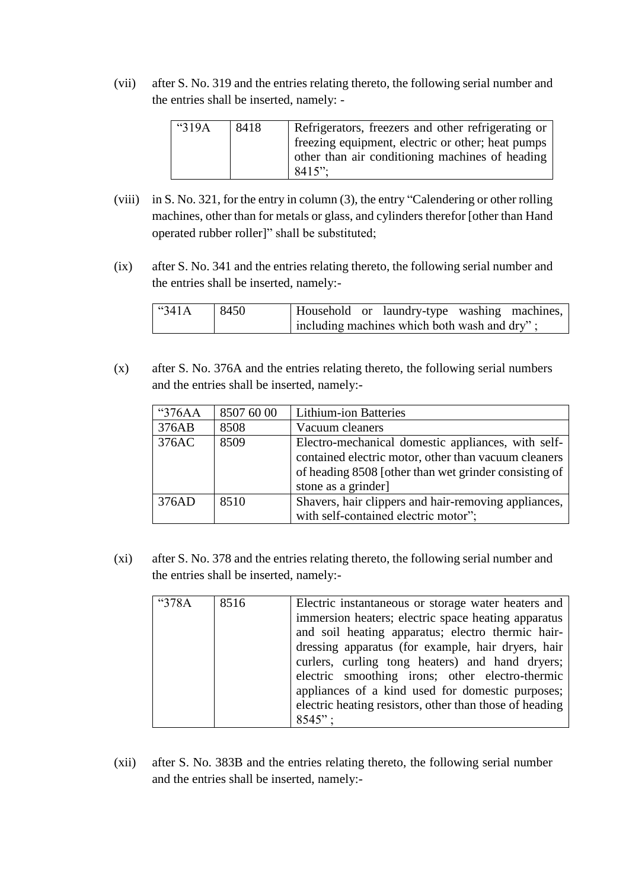(vii) after S. No. 319 and the entries relating thereto, the following serial number and the entries shall be inserted, namely: -

| | | |
|---|---|---|
| "319A | 8418 | Refrigerators, freezers and other refrigerating or freezing equipment, electric or other; heat pumps other than air conditioning machines of heading 8415"; |

(viii) in S. No. 321, for the entry in column (3), the entry "Calendering or other rolling machines, other than for metals or glass, and cylinders therefor [other than Hand operated rubber roller]" shall be substituted;

(ix) after S. No. 341 and the entries relating thereto, the following serial number and the entries shall be inserted, namely:-

| | | |
|---|---|---|
| "341A | 8450 | Household or laundry-type washing machines, including machines which both wash and dry" ; |

(x) after S. No. 376A and the entries relating thereto, the following serial numbers and the entries shall be inserted, namely:-

| | | |
|---|---|---|
| "376AA | 8507 60 00 | Lithium-ion Batteries |
| 376AB | 8508 | Vacuum cleaners |
| 376AC | 8509 | Electro-mechanical domestic appliances, with self-contained electric motor, other than vacuum cleaners of heading 8508 [other than wet grinder consisting of stone as a grinder] |
| 376AD | 8510 | Shavers, hair clippers and hair-removing appliances, with self-contained electric motor"; |

(xi) after S. No. 378 and the entries relating thereto, the following serial number and the entries shall be inserted, namely:-

| | | |
|---|---|---|
| "378A | 8516 | Electric instantaneous or storage water heaters and immersion heaters; electric space heating apparatus and soil heating apparatus; electro thermic hair-dressing apparatus (for example, hair dryers, hair curlers, curling tong heaters) and hand dryers; electric smoothing irons; other electro-thermic appliances of a kind used for domestic purposes; electric heating resistors, other than those of heading 8545" ; |

(xii) after S. No. 383B and the entries relating thereto, the following serial number and the entries shall be inserted, namely:-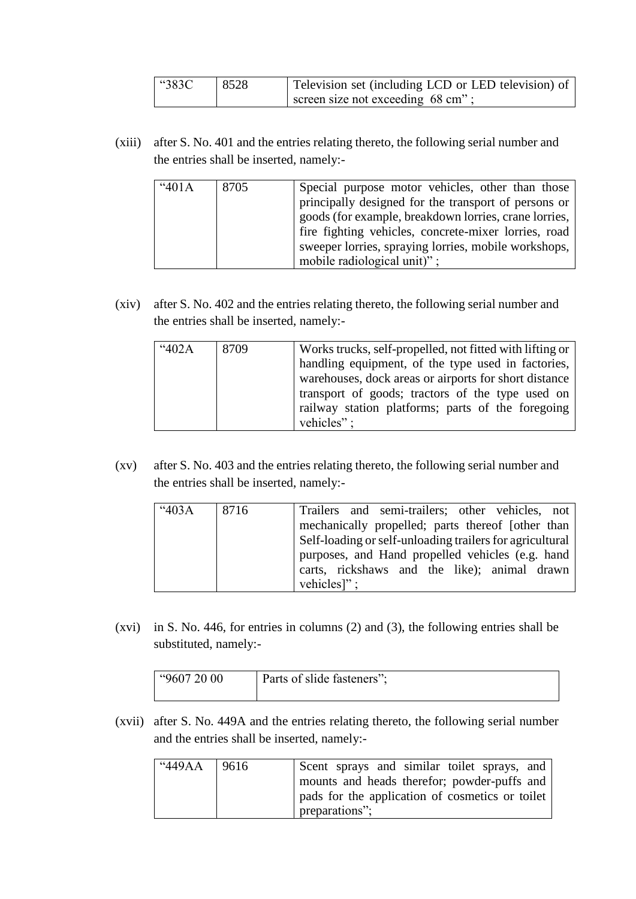| “383C | 8528 | Television set (including LCD or LED television) of screen size not exceeding 68 cm” ; |
|---|---|---|

(xiii) after S. No. 401 and the entries relating thereto, the following serial number and the entries shall be inserted, namely:-

| “401A | 8705 | Special purpose motor vehicles, other than those principally designed for the transport of persons or goods (for example, breakdown lorries, crane lorries, fire fighting vehicles, concrete-mixer lorries, road sweeper lorries, spraying lorries, mobile workshops, mobile radiological unit)” ; |
|---|---|---|

(xiv) after S. No. 402 and the entries relating thereto, the following serial number and the entries shall be inserted, namely:-

| “402A | 8709 | Works trucks, self-propelled, not fitted with lifting or handling equipment, of the type used in factories, warehouses, dock areas or airports for short distance transport of goods; tractors of the type used on railway station platforms; parts of the foregoing vehicles” ; |
|---|---|---|

(xv) after S. No. 403 and the entries relating thereto, the following serial number and the entries shall be inserted, namely:-

| “403A | 8716 | Trailers and semi-trailers; other vehicles, not mechanically propelled; parts thereof [other than Self-loading or self-unloading trailers for agricultural purposes, and Hand propelled vehicles (e.g. hand carts, rickshaws and the like); animal drawn vehicles]” ; |
|---|---|---|

(xvi) in S. No. 446, for entries in columns (2) and (3), the following entries shall be substituted, namely:-

| “9607 20 00 | Parts of slide fasteners”; |
|---|---|

(xvii) after S. No. 449A and the entries relating thereto, the following serial number and the entries shall be inserted, namely:-

| “449AA | 9616 | Scent sprays and similar toilet sprays, and mounts and heads therefor; powder-puffs and pads for the application of cosmetics or toilet preparations”; |
|---|---|---|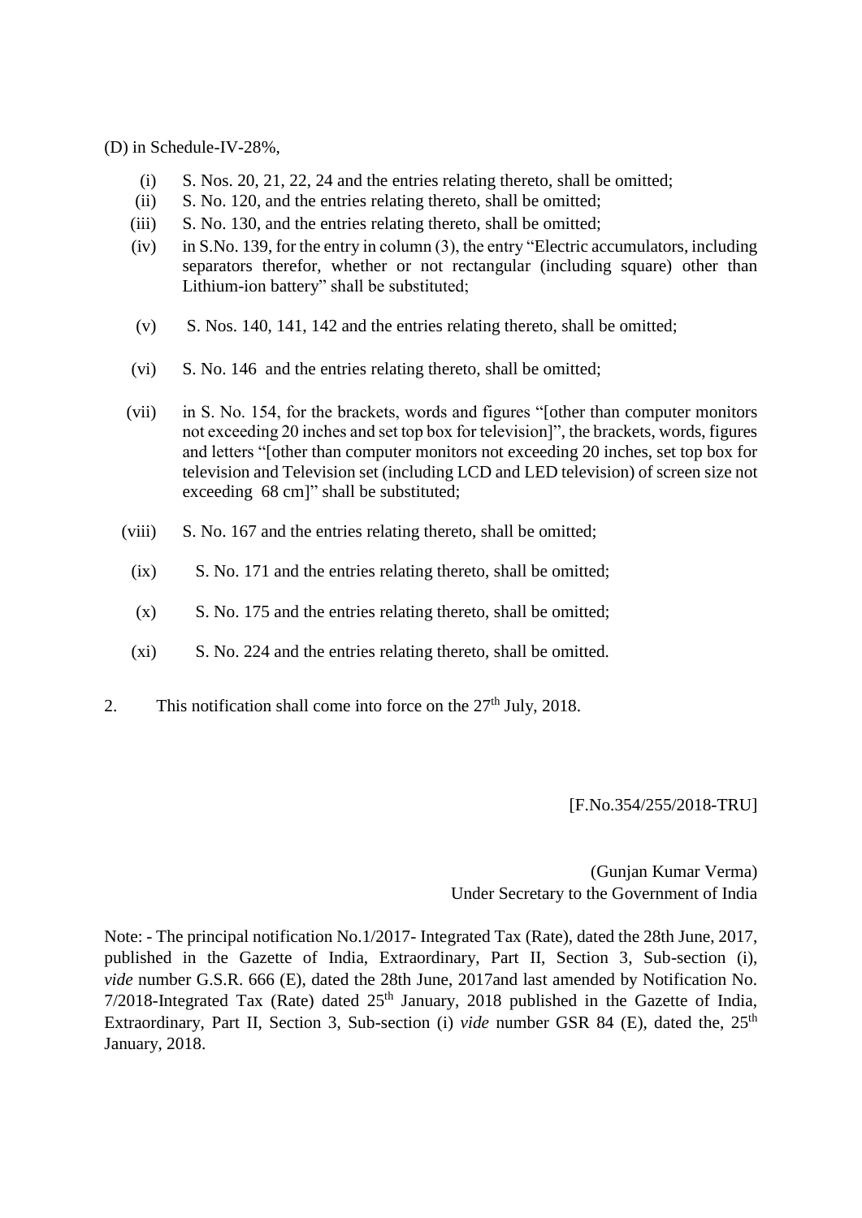(D) in Schedule-IV-28%,

(i) S. Nos. 20, 21, 22, 24 and the entries relating thereto, shall be omitted;

(ii) S. No. 120, and the entries relating thereto, shall be omitted;

(iii) S. No. 130, and the entries relating thereto, shall be omitted;

(iv) in S.No. 139, for the entry in column (3), the entry "Electric accumulators, including separators therefor, whether or not rectangular (including square) other than Lithium-ion battery" shall be substituted;

(v) S. Nos. 140, 141, 142 and the entries relating thereto, shall be omitted;

(vi) S. No. 146 and the entries relating thereto, shall be omitted;

(vii) in S. No. 154, for the brackets, words and figures "[other than computer monitors not exceeding 20 inches and set top box for television]", the brackets, words, figures and letters "[other than computer monitors not exceeding 20 inches, set top box for television and Television set (including LCD and LED television) of screen size not exceeding 68 cm]" shall be substituted;

(viii) S. No. 167 and the entries relating thereto, shall be omitted;

(ix) S. No. 171 and the entries relating thereto, shall be omitted;

(x) S. No. 175 and the entries relating thereto, shall be omitted;

(xi) S. No. 224 and the entries relating thereto, shall be omitted.

2. This notification shall come into force on the 27th July, 2018.

[F.No.354/255/2018-TRU]

(Gunjan Kumar Verma)
Under Secretary to the Government of India

Note: - The principal notification No.1/2017- Integrated Tax (Rate), dated the 28th June, 2017, published in the Gazette of India, Extraordinary, Part II, Section 3, Sub-section (i), *vide* number G.S.R. 666 (E), dated the 28th June, 2017and last amended by Notification No. 7/2018-Integrated Tax (Rate) dated 25th January, 2018 published in the Gazette of India, Extraordinary, Part II, Section 3, Sub-section (i) *vide* number GSR 84 (E), dated the, 25th January, 2018.